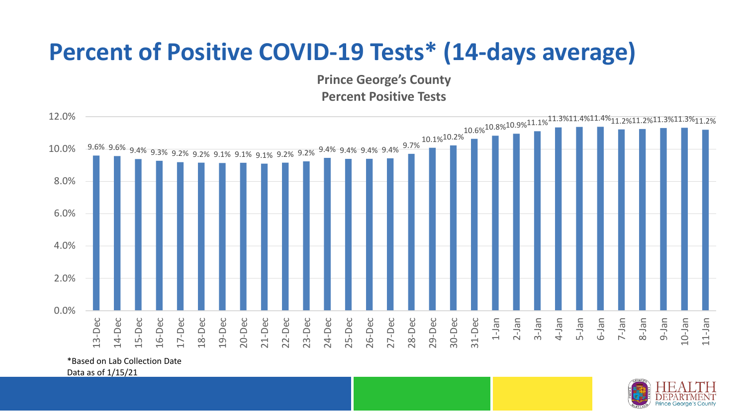# Percent of Positive COVID-19 Tests* (14-days average)

**Prince George's County**
**Percent Positive Tests**

| Date | Percent Positive |
|---|---|
| 13-Dec | 9.6% |
| 14-Dec | 9.6% |
| 15-Dec | 9.4% |
| 16-Dec | 9.3% |
| 17-Dec | 9.2% |
| 18-Dec | 9.2% |
| 19-Dec | 9.1% |
| 20-Dec | 9.1% |
| 21-Dec | 9.1% |
| 22-Dec | 9.2% |
| 23-Dec | 9.2% |
| 24-Dec | 9.4% |
| 25-Dec | 9.4% |
| 26-Dec | 9.4% |
| 27-Dec | 9.4% |
| 28-Dec | 9.7% |
| 29-Dec | 10.1% |
| 30-Dec | 10.2% |
| 31-Dec | 10.6% |
| 1-Jan | 10.8% |
| 2-Jan | 10.9% |
| 3-Jan | 11.1% |
| 4-Jan | 11.3% |
| 5-Jan | 11.4% |
| 6-Jan | 11.4% |
| 7-Jan | 11.2% |
| 8-Jan | 11.2% |
| 9-Jan | 11.3% |
| 10-Jan | 11.3% |
| 11-Jan | 11.2% |

*Based on Lab Collection Date
Data as of 1/15/21

HEALTH DEPARTMENT Prince George's County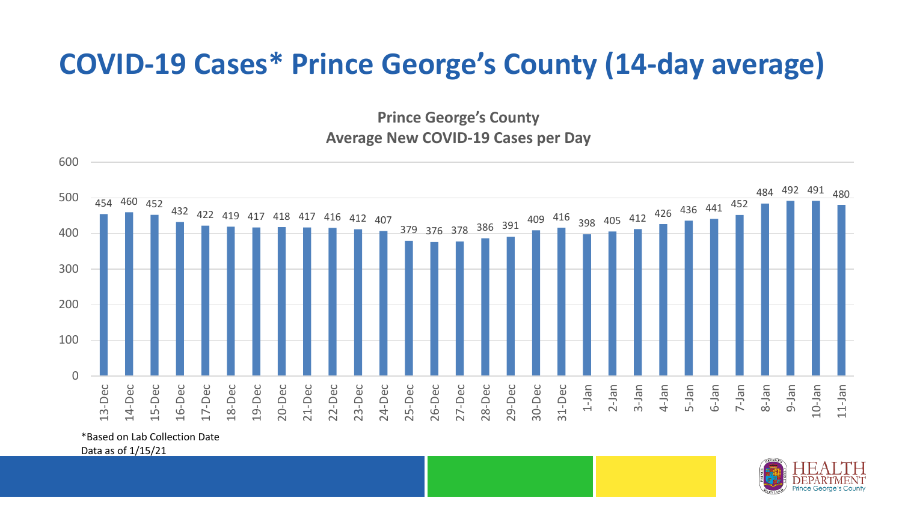# COVID-19 Cases* Prince George's County (14-day average)

**Prince George's County**
**Average New COVID-19 Cases per Day**

| Date | Average New Cases per Day |
|---|---|
| 13-Dec | 454 |
| 14-Dec | 460 |
| 15-Dec | 452 |
| 16-Dec | 432 |
| 17-Dec | 422 |
| 18-Dec | 419 |
| 19-Dec | 417 |
| 20-Dec | 418 |
| 21-Dec | 417 |
| 22-Dec | 416 |
| 23-Dec | 412 |
| 24-Dec | 407 |
| 25-Dec | 379 |
| 26-Dec | 376 |
| 27-Dec | 378 |
| 28-Dec | 386 |
| 29-Dec | 391 |
| 30-Dec | 409 |
| 31-Dec | 416 |
| 1-Jan | 398 |
| 2-Jan | 405 |
| 3-Jan | 412 |
| 4-Jan | 426 |
| 5-Jan | 436 |
| 6-Jan | 441 |
| 7-Jan | 452 |
| 8-Jan | 484 |
| 9-Jan | 492 |
| 10-Jan | 491 |
| 11-Jan | 480 |

*Based on Lab Collection Date
Data as of 1/15/21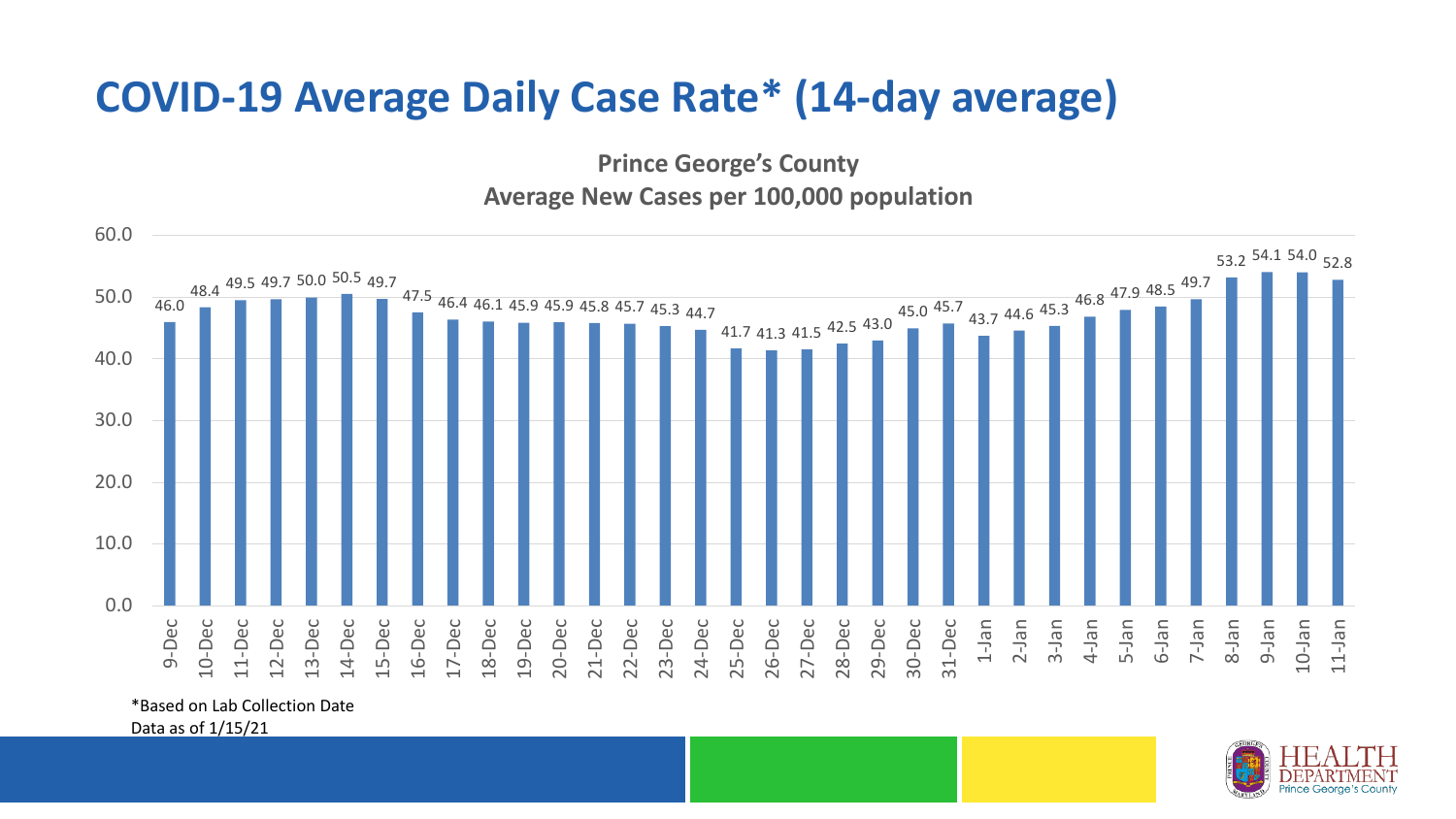# COVID-19 Average Daily Case Rate* (14-day average)

**Prince George's County**
**Average New Cases per 100,000 population**

60.0
50.0
40.0
30.0
20.0
10.0
0.0

46.0 48.4 49.5 49.7 50.0 50.5 49.7 47.5 46.4 46.1 45.9 45.9 45.8 45.7 45.3 44.7 41.7 41.3 41.5 42.5 43.0 45.0 45.7 43.7 44.6 45.3 46.8 47.9 48.5 49.7 53.2 54.1 54.0 52.8

9-Dec 10-Dec 11-Dec 12-Dec 13-Dec 14-Dec 15-Dec 16-Dec 17-Dec 18-Dec 19-Dec 20-Dec 21-Dec 22-Dec 23-Dec 24-Dec 25-Dec 26-Dec 27-Dec 28-Dec 29-Dec 30-Dec 31-Dec 1-Jan 2-Jan 3-Jan 4-Jan 5-Jan 6-Jan 7-Jan 8-Jan 9-Jan 10-Jan 11-Jan

*Based on Lab Collection Date
Data as of 1/15/21

HEALTH DEPARTMENT Prince George's County